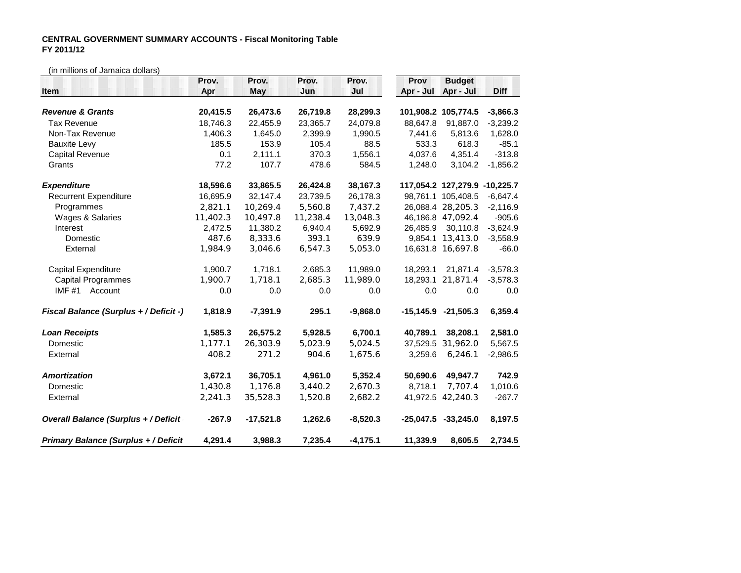**CENTRAL GOVERNMENT SUMMARY ACCOUNTS - Fiscal Monitoring Table**
**FY 2011/12**

(in millions of Jamaica dollars)

| Item | Prov. Apr | Prov. May | Prov. Jun | Prov. Jul | Prov Apr - Jul | Budget Apr - Jul | Diff |
|---|---|---|---|---|---|---|---|
| ***Revenue & Grants*** | **20,415.5** | **26,473.6** | **26,719.8** | **28,299.3** | **101,908.2** | **105,774.5** | **-3,866.3** |
| Tax Revenue | 18,746.3 | 22,455.9 | 23,365.7 | 24,079.8 | 88,647.8 | 91,887.0 | -3,239.2 |
| Non-Tax Revenue | 1,406.3 | 1,645.0 | 2,399.9 | 1,990.5 | 7,441.6 | 5,813.6 | 1,628.0 |
| Bauxite Levy | 185.5 | 153.9 | 105.4 | 88.5 | 533.3 | 618.3 | -85.1 |
| Capital Revenue | 0.1 | 2,111.1 | 370.3 | 1,556.1 | 4,037.6 | 4,351.4 | -313.8 |
| Grants | 77.2 | 107.7 | 478.6 | 584.5 | 1,248.0 | 3,104.2 | -1,856.2 |
| ***Expenditure*** | **18,596.6** | **33,865.5** | **26,424.8** | **38,167.3** | **117,054.2** | **127,279.9** | **-10,225.7** |
| Recurrent Expenditure | 16,695.9 | 32,147.4 | 23,739.5 | 26,178.3 | 98,761.1 | 105,408.5 | -6,647.4 |
| Programmes | 2,821.1 | 10,269.4 | 5,560.8 | 7,437.2 | 26,088.4 | 28,205.3 | -2,116.9 |
| Wages & Salaries | 11,402.3 | 10,497.8 | 11,238.4 | 13,048.3 | 46,186.8 | 47,092.4 | -905.6 |
| Interest | 2,472.5 | 11,380.2 | 6,940.4 | 5,692.9 | 26,485.9 | 30,110.8 | -3,624.9 |
| Domestic | 487.6 | 8,333.6 | 393.1 | 639.9 | 9,854.1 | 13,413.0 | -3,558.9 |
| External | 1,984.9 | 3,046.6 | 6,547.3 | 5,053.0 | 16,631.8 | 16,697.8 | -66.0 |
| Capital Expenditure | 1,900.7 | 1,718.1 | 2,685.3 | 11,989.0 | 18,293.1 | 21,871.4 | -3,578.3 |
| Capital Programmes | 1,900.7 | 1,718.1 | 2,685.3 | 11,989.0 | 18,293.1 | 21,871.4 | -3,578.3 |
| IMF #1 Account | 0.0 | 0.0 | 0.0 | 0.0 | 0.0 | 0.0 | 0.0 |
| ***Fiscal Balance (Surplus + / Deficit -)*** | **1,818.9** | **-7,391.9** | **295.1** | **-9,868.0** | **-15,145.9** | **-21,505.3** | **6,359.4** |
| ***Loan Receipts*** | **1,585.3** | **26,575.2** | **5,928.5** | **6,700.1** | **40,789.1** | **38,208.1** | **2,581.0** |
| Domestic | 1,177.1 | 26,303.9 | 5,023.9 | 5,024.5 | 37,529.5 | 31,962.0 | 5,567.5 |
| External | 408.2 | 271.2 | 904.6 | 1,675.6 | 3,259.6 | 6,246.1 | -2,986.5 |
| ***Amortization*** | **3,672.1** | **36,705.1** | **4,961.0** | **5,352.4** | **50,690.6** | **49,947.7** | **742.9** |
| Domestic | 1,430.8 | 1,176.8 | 3,440.2 | 2,670.3 | 8,718.1 | 7,707.4 | 1,010.6 |
| External | 2,241.3 | 35,528.3 | 1,520.8 | 2,682.2 | 41,972.5 | 42,240.3 | -267.7 |
| ***Overall Balance (Surplus + / Deficit*** | **-267.9** | **-17,521.8** | **1,262.6** | **-8,520.3** | **-25,047.5** | **-33,245.0** | **8,197.5** |
| ***Primary Balance (Surplus + / Deficit*** | **4,291.4** | **3,988.3** | **7,235.4** | **-4,175.1** | **11,339.9** | **8,605.5** | **2,734.5** |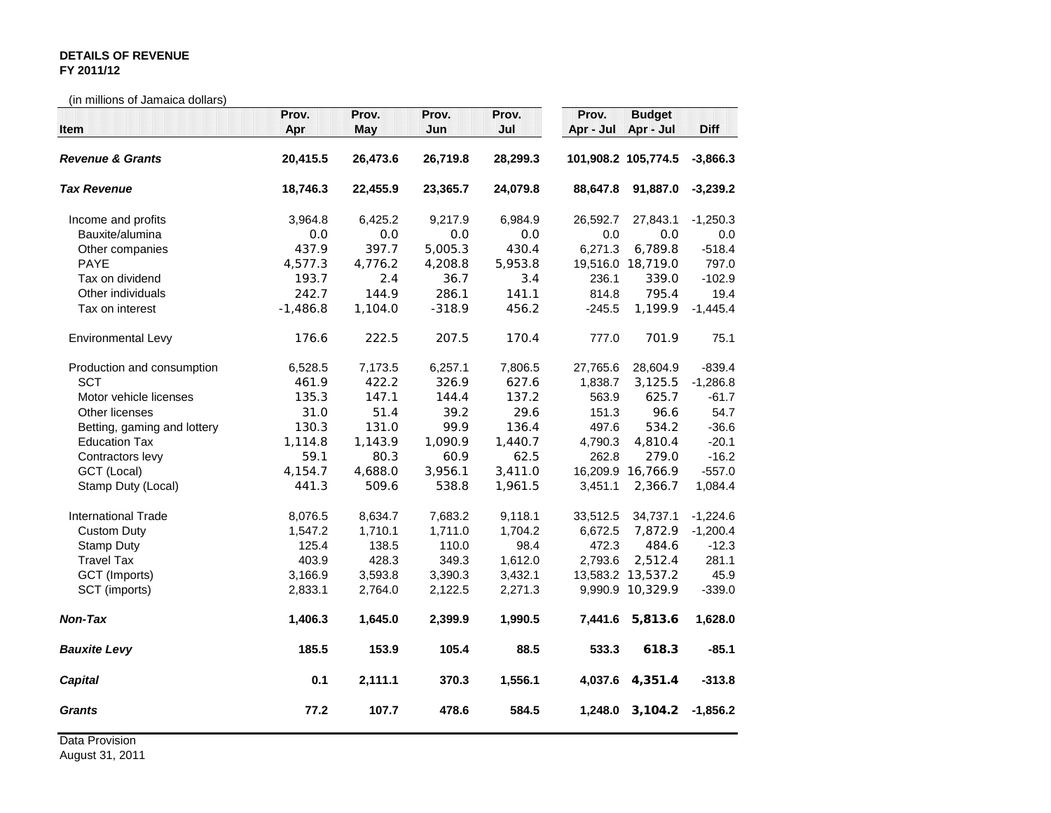**DETAILS OF REVENUE**
**FY 2011/12**

(in millions of Jamaica dollars)

| Item | Prov. Apr | Prov. May | Prov. Jun | Prov. Jul | Prov. Apr - Jul | Budget Apr - Jul | Diff |
|---|---|---|---|---|---|---|---|
| ***Revenue & Grants*** | **20,415.5** | **26,473.6** | **26,719.8** | **28,299.3** | **101,908.2** | **105,774.5** | **-3,866.3** |
| ***Tax Revenue*** | **18,746.3** | **22,455.9** | **23,365.7** | **24,079.8** | **88,647.8** | **91,887.0** | **-3,239.2** |
| Income and profits | 3,964.8 | 6,425.2 | 9,217.9 | 6,984.9 | 26,592.7 | 27,843.1 | -1,250.3 |
| Bauxite/alumina | 0.0 | 0.0 | 0.0 | 0.0 | 0.0 | 0.0 | 0.0 |
| Other companies | 437.9 | 397.7 | 5,005.3 | 430.4 | 6,271.3 | 6,789.8 | -518.4 |
| PAYE | 4,577.3 | 4,776.2 | 4,208.8 | 5,953.8 | 19,516.0 | 18,719.0 | 797.0 |
| Tax on dividend | 193.7 | 2.4 | 36.7 | 3.4 | 236.1 | 339.0 | -102.9 |
| Other individuals | 242.7 | 144.9 | 286.1 | 141.1 | 814.8 | 795.4 | 19.4 |
| Tax on interest | -1,486.8 | 1,104.0 | -318.9 | 456.2 | -245.5 | 1,199.9 | -1,445.4 |
| Environmental Levy | 176.6 | 222.5 | 207.5 | 170.4 | 777.0 | 701.9 | 75.1 |
| Production and consumption | 6,528.5 | 7,173.5 | 6,257.1 | 7,806.5 | 27,765.6 | 28,604.9 | -839.4 |
| SCT | 461.9 | 422.2 | 326.9 | 627.6 | 1,838.7 | 3,125.5 | -1,286.8 |
| Motor vehicle licenses | 135.3 | 147.1 | 144.4 | 137.2 | 563.9 | 625.7 | -61.7 |
| Other licenses | 31.0 | 51.4 | 39.2 | 29.6 | 151.3 | 96.6 | 54.7 |
| Betting, gaming and lottery | 130.3 | 131.0 | 99.9 | 136.4 | 497.6 | 534.2 | -36.6 |
| Education Tax | 1,114.8 | 1,143.9 | 1,090.9 | 1,440.7 | 4,790.3 | 4,810.4 | -20.1 |
| Contractors levy | 59.1 | 80.3 | 60.9 | 62.5 | 262.8 | 279.0 | -16.2 |
| GCT (Local) | 4,154.7 | 4,688.0 | 3,956.1 | 3,411.0 | 16,209.9 | 16,766.9 | -557.0 |
| Stamp Duty (Local) | 441.3 | 509.6 | 538.8 | 1,961.5 | 3,451.1 | 2,366.7 | 1,084.4 |
| International Trade | 8,076.5 | 8,634.7 | 7,683.2 | 9,118.1 | 33,512.5 | 34,737.1 | -1,224.6 |
| Custom Duty | 1,547.2 | 1,710.1 | 1,711.0 | 1,704.2 | 6,672.5 | 7,872.9 | -1,200.4 |
| Stamp Duty | 125.4 | 138.5 | 110.0 | 98.4 | 472.3 | 484.6 | -12.3 |
| Travel Tax | 403.9 | 428.3 | 349.3 | 1,612.0 | 2,793.6 | 2,512.4 | 281.1 |
| GCT (Imports) | 3,166.9 | 3,593.8 | 3,390.3 | 3,432.1 | 13,583.2 | 13,537.2 | 45.9 |
| SCT (imports) | 2,833.1 | 2,764.0 | 2,122.5 | 2,271.3 | 9,990.9 | 10,329.9 | -339.0 |
| ***Non-Tax*** | **1,406.3** | **1,645.0** | **2,399.9** | **1,990.5** | **7,441.6** | **5,813.6** | **1,628.0** |
| ***Bauxite Levy*** | **185.5** | **153.9** | **105.4** | **88.5** | **533.3** | **618.3** | **-85.1** |
| ***Capital*** | **0.1** | **2,111.1** | **370.3** | **1,556.1** | **4,037.6** | **4,351.4** | **-313.8** |
| ***Grants*** | **77.2** | **107.7** | **478.6** | **584.5** | **1,248.0** | **3,104.2** | **-1,856.2** |

Data Provision
August 31, 2011